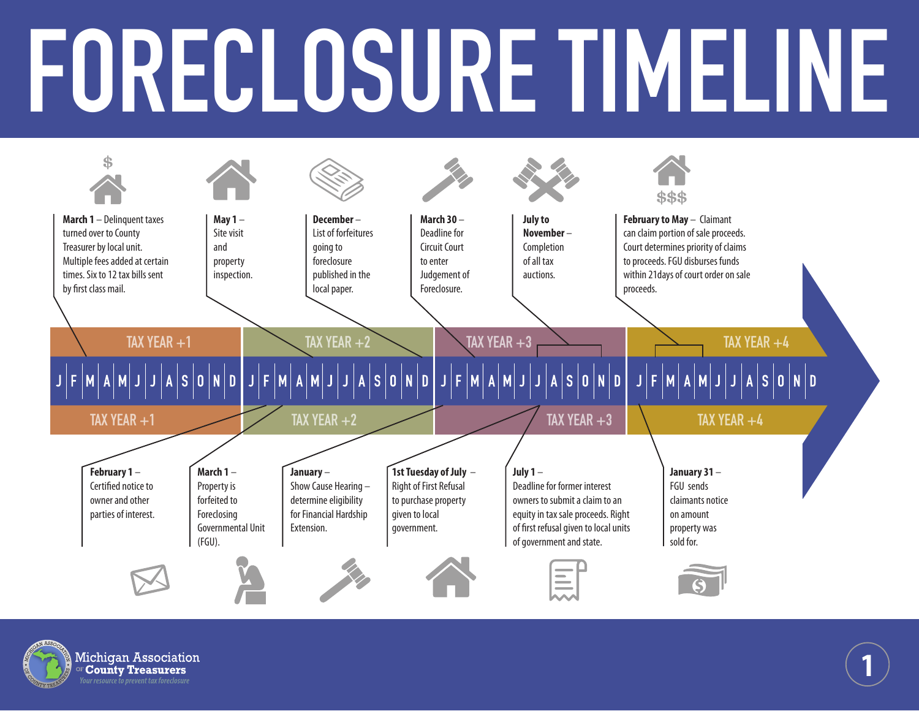# FORECLOSURE TIMELINE

## Tax Year +1

**March 1** – Delinquent taxes turned over to County Treasurer by local unit. Multiple fees added at certain times. Six to 12 tax bills sent by first class mail.

**May 1** – Site visit and property inspection.

**December** – List of forfeitures going to foreclosure published in the local paper.

## Tax Year +2

**February 1** – Certified notice to owner and other parties of interest.

**March 1** – Property is forfeited to Foreclosing Governmental Unit (FGU).

## Tax Year +3

**January** – Show Cause Hearing – determine eligibility for Financial Hardship Extension.

**March 30** – Deadline for Circuit Court to enter Judgement of Foreclosure.

**1st Tuesday of July** – Right of First Refusal to purchase property given to local government.

**July 1** – Deadline for former interest owners to submit a claim to an equity in tax sale proceeds. Right of first refusal given to local units of government and state.

**July to November** – Completion of all tax auctions.

## Tax Year +4

**January 31** – FGU sends claimants notice on amount property was sold for.

**February to May** – Claimant can claim portion of sale proceeds. Court determines priority of claims to proceeds. FGU disburses funds within 21days of court order on sale proceeds.

Michigan Association of County Treasurers
*Your resource to prevent tax foreclosure*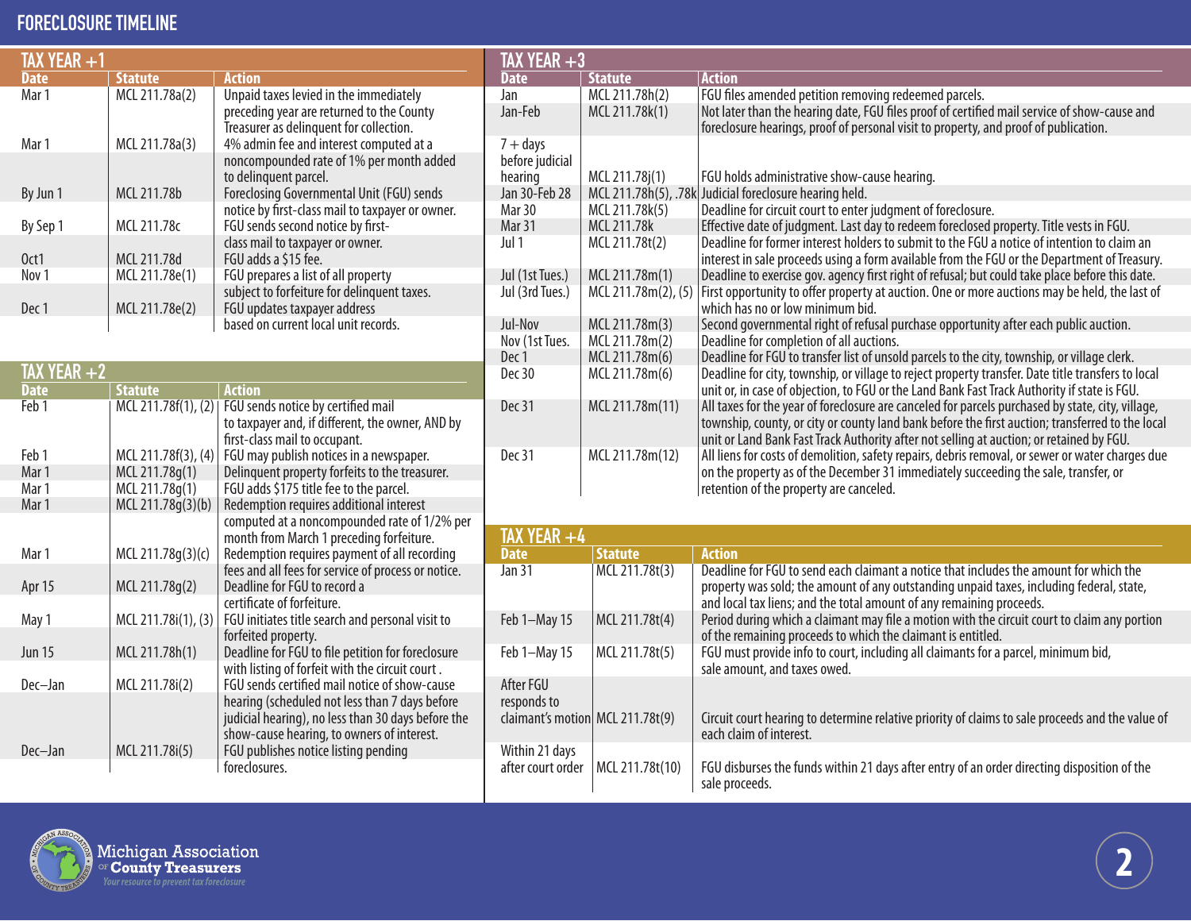# FORECLOSURE TIMELINE

## TAX YEAR +1

| Date | Statute | Action |
|---|---|---|
| Mar 1 | MCL 211.78a(2) | Unpaid taxes levied in the immediately preceding year are returned to the County Treasurer as delinquent for collection. |
| Mar 1 | MCL 211.78a(3) | 4% admin fee and interest computed at a noncompounded rate of 1% per month added to delinquent parcel. |
| By Jun 1 | MCL 211.78b | Foreclosing Governmental Unit (FGU) sends notice by first-class mail to taxpayer or owner. |
| By Sep 1 | MCL 211.78c | FGU sends second notice by first-class mail to taxpayer or owner. |
| Oct1 | MCL 211.78d | FGU adds a $15 fee. |
| Nov 1 | MCL 211.78e(1) | FGU prepares a list of all property subject to forfeiture for delinquent taxes. |
| Dec 1 | MCL 211.78e(2) | FGU updates taxpayer address based on current local unit records. |

## TAX YEAR +2

| Date | Statute | Action |
|---|---|---|
| Feb 1 | MCL 211.78f(1), (2) | FGU sends notice by certified mail to taxpayer and, if different, the owner, AND by first-class mail to occupant. |
| Feb 1 | MCL 211.78f(3), (4) | FGU may publish notices in a newspaper. |
| Mar 1 | MCL 211.78g(1) | Delinquent property forfeits to the treasurer. |
| Mar 1 | MCL 211.78g(1) | FGU adds $175 title fee to the parcel. |
| Mar 1 | MCL 211.78g(3)(b) | Redemption requires additional interest computed at a noncompounded rate of 1/2% per month from March 1 preceding forfeiture. |
| Mar 1 | MCL 211.78g(3)(c) | Redemption requires payment of all recording fees and all fees for service of process or notice. |
| Apr 15 | MCL 211.78g(2) | Deadline for FGU to record a certificate of forfeiture. |
| May 1 | MCL 211.78i(1), (3) | FGU initiates title search and personal visit to forfeited property. |
| Jun 15 | MCL 211.78h(1) | Deadline for FGU to file petition for foreclosure with listing of forfeit with the circuit court . |
| Dec–Jan | MCL 211.78i(2) | FGU sends certified mail notice of show-cause hearing (scheduled not less than 7 days before judicial hearing), no less than 30 days before the show-cause hearing, to owners of interest. |
| Dec–Jan | MCL 211.78i(5) | FGU publishes notice listing pending foreclosures. |

## TAX YEAR +3

| Date | Statute | Action |
|---|---|---|
| Jan | MCL 211.78h(2) | FGU files amended petition removing redeemed parcels. |
| Jan-Feb | MCL 211.78k(1) | Not later than the hearing date, FGU files proof of certified mail service of show-cause and foreclosure hearings, proof of personal visit to property, and proof of publication. |
| 7+ days before judicial hearing | MCL 211.78j(1) | FGU holds administrative show-cause hearing. |
| Jan 30-Feb 28 | MCL 211.78h(5), .78k | Judicial foreclosure hearing held. |
| Mar 30 | MCL 211.78k(5) | Deadline for circuit court to enter judgment of foreclosure. |
| Mar 31 | MCL 211.78k | Effective date of judgment. Last day to redeem foreclosed property. Title vests in FGU. |
| Jul 1 | MCL 211.78t(2) | Deadline for former interest holders to submit to the FGU a notice of intention to claim an interest in sale proceeds using a form available from the FGU or the Department of Treasury. |
| Jul (1st Tues.) | MCL 211.78m(1) | Deadline to exercise gov. agency first right of refusal; but could take place before this date. |
| Jul (3rd Tues.) | MCL 211.78m(2), (5) | First opportunity to offer property at auction. One or more auctions may be held, the last of which has no or low minimum bid. |
| Jul-Nov | MCL 211.78m(3) | Second governmental right of refusal purchase opportunity after each public auction. |
| Nov (1st Tues. | MCL 211.78m(2) | Deadline for completion of all auctions. |
| Dec 1 | MCL 211.78m(6) | Deadline for FGU to transfer list of unsold parcels to the city, township, or village clerk. |
| Dec 30 | MCL 211.78m(6) | Deadline for city, township, or village to reject property transfer. Date title transfers to local unit or, in case of objection, to FGU or the Land Bank Fast Track Authority if state is FGU. |
| Dec 31 | MCL 211.78m(11) | All taxes for the year of foreclosure are canceled for parcels purchased by state, city, village, township, county, or city or county land bank before the first auction; transferred to the local unit or Land Bank Fast Track Authority after not selling at auction; or retained by FGU. |
| Dec 31 | MCL 211.78m(12) | All liens for costs of demolition, safety repairs, debris removal, or sewer or water charges due on the property as of the December 31 immediately succeeding the sale, transfer, or retention of the property are canceled. |

## TAX YEAR +4

| Date | Statute | Action |
|---|---|---|
| Jan 31 | MCL 211.78t(3) | Deadline for FGU to send each claimant a notice that includes the amount for which the property was sold; the amount of any outstanding unpaid taxes, including federal, state, and local tax liens; and the total amount of any remaining proceeds. |
| Feb 1–May 15 | MCL 211.78t(4) | Period during which a claimant may file a motion with the circuit court to claim any portion of the remaining proceeds to which the claimant is entitled. |
| Feb 1–May 15 | MCL 211.78t(5) | FGU must provide info to court, including all claimants for a parcel, minimum bid, sale amount, and taxes owed. |
| After FGU responds to claimant's motion | MCL 211.78t(9) | Circuit court hearing to determine relative priority of claims to sale proceeds and the value of each claim of interest. |
| Within 21 days after court order | MCL 211.78t(10) | FGU disburses the funds within 21 days after entry of an order directing disposition of the sale proceeds. |

Michigan Association of County Treasurers

*Your resource to prevent tax foreclosure*